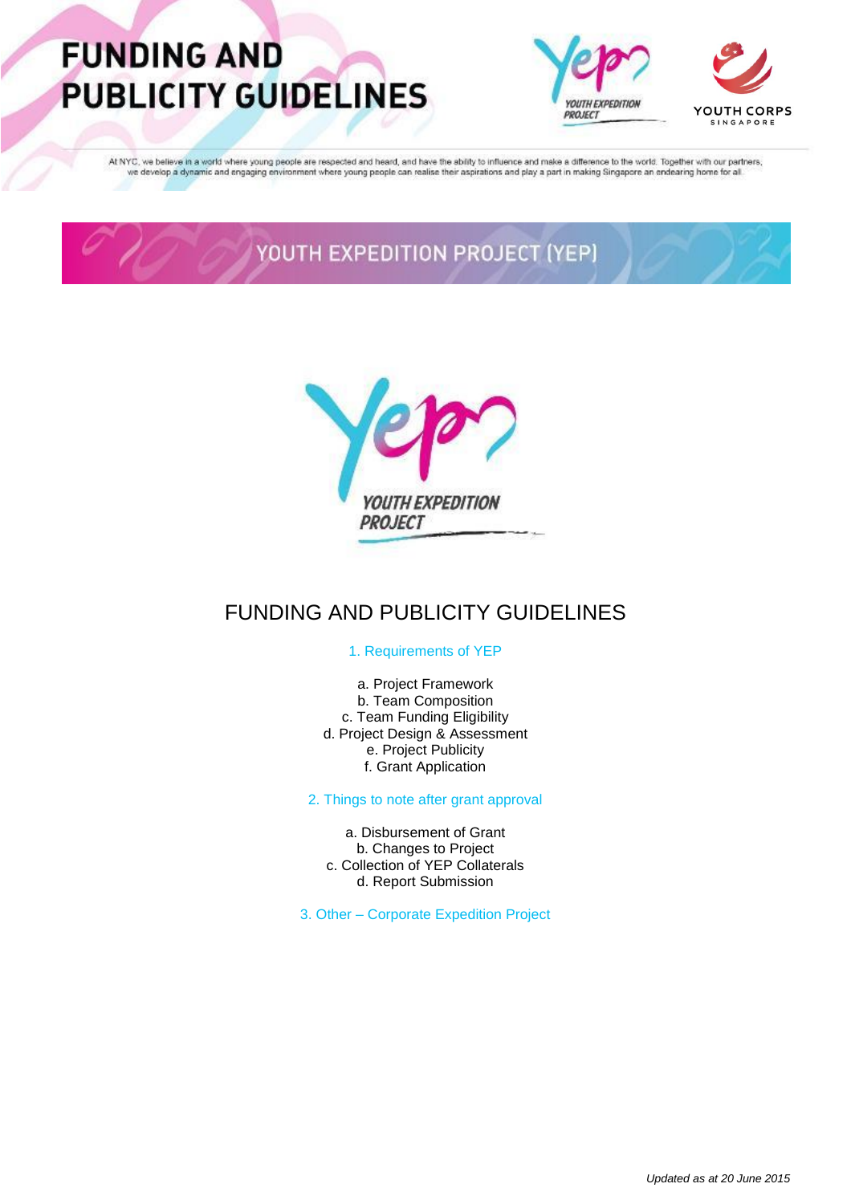# FUNDING AND PUBLICITY GUIDELINES

YOUTH EXPEDITION PROJECT

YOUTH CORPS SINGAPORE

At NYC, we believe in a world where young people are respected and heard, and have the ability to influence and make a difference to the world. Together with our partners, we develop a dynamic and engaging environment where young people can realise their aspirations and play a part in making Singapore an endearing home for all.

## YOUTH EXPEDITION PROJECT (YEP)

YOUTH EXPEDITION PROJECT

## FUNDING AND PUBLICITY GUIDELINES

1. Requirements of YEP

a. Project Framework
b. Team Composition
c. Team Funding Eligibility
d. Project Design & Assessment
e. Project Publicity
f. Grant Application

2. Things to note after grant approval

a. Disbursement of Grant
b. Changes to Project
c. Collection of YEP Collaterals
d. Report Submission

3. Other – Corporate Expedition Project

*Updated as at 20 June 2015*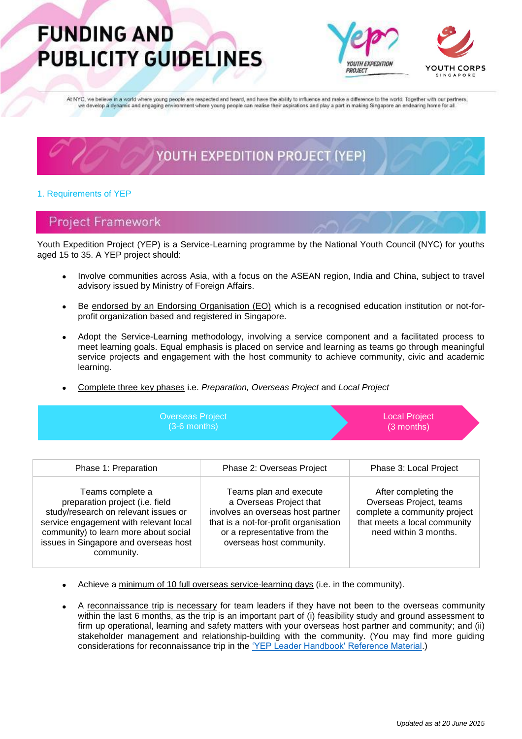# FUNDING AND PUBLICITY GUIDELINES

At NYC, we believe in a world where young people are respected and heard, and have the ability to influence and make a difference to the world. Together with our partners, we develop a dynamic and engaging environment where young people can realise their aspirations and play a part in making Singapore an endearing home for all.

## YOUTH EXPEDITION PROJECT (YEP)

### 1. Requirements of YEP

### Project Framework

Youth Expedition Project (YEP) is a Service-Learning programme by the National Youth Council (NYC) for youths aged 15 to 35. A YEP project should:

- Involve communities across Asia, with a focus on the ASEAN region, India and China, subject to travel advisory issued by Ministry of Foreign Affairs.
- Be endorsed by an Endorsing Organisation (EO) which is a recognised education institution or not-for-profit organization based and registered in Singapore.
- Adopt the Service-Learning methodology, involving a service component and a facilitated process to meet learning goals. Equal emphasis is placed on service and learning as teams go through meaningful service projects and engagement with the host community to achieve community, civic and academic learning.
- Complete three key phases i.e. *Preparation, Overseas Project* and *Local Project*

Overseas Project (3-6 months)

Local Project (3 months)

| Phase 1: Preparation | Phase 2: Overseas Project | Phase 3: Local Project |
|---|---|---|
| Teams complete a preparation project (i.e. field study/research on relevant issues or service engagement with relevant local community) to learn more about social issues in Singapore and overseas host community. | Teams plan and execute a Overseas Project that involves an overseas host partner that is a not-for-profit organisation or a representative from the overseas host community. | After completing the Overseas Project, teams complete a community project that meets a local community need within 3 months. |

- Achieve a minimum of 10 full overseas service-learning days (i.e. in the community).
- A reconnaissance trip is necessary for team leaders if they have not been to the overseas community within the last 6 months, as the trip is an important part of (i) feasibility study and ground assessment to firm up operational, learning and safety matters with your overseas host partner and community; and (ii) stakeholder management and relationship-building with the community. (You may find more guiding considerations for reconnaissance trip in the 'YEP Leader Handbook' Reference Material.)

*Updated as at 20 June 2015*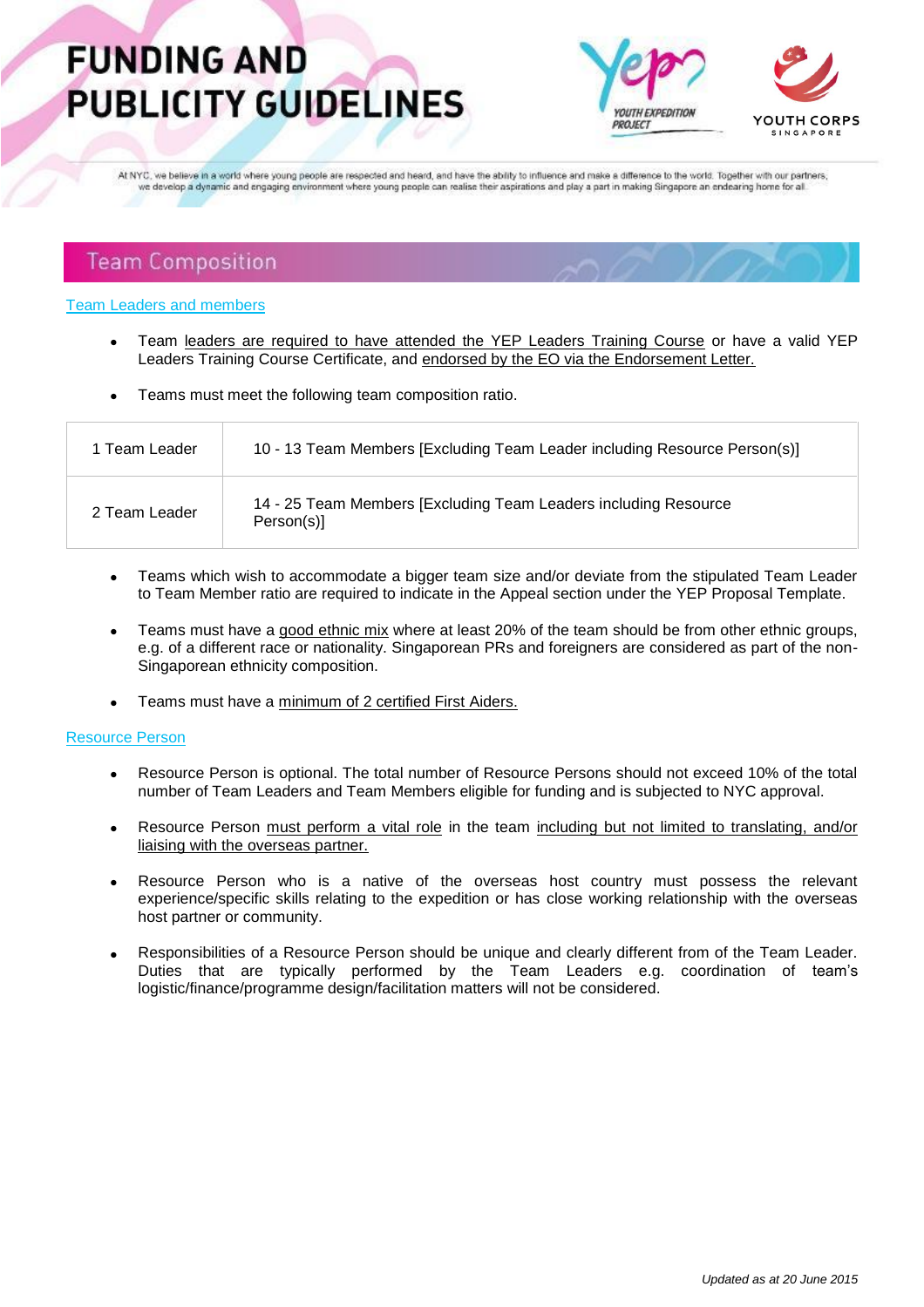# FUNDING AND PUBLICITY GUIDELINES

YOUTH EXPEDITION PROJECT

YOUTH CORPS SINGAPORE

At NYC, we believe in a world where young people are respected and heard, and have the ability to influence and make a difference to the world. Together with our partners, we develop a dynamic and engaging environment where young people can realise their aspirations and play a part in making Singapore an endearing home for all.

## Team Composition

### Team Leaders and members

- Team leaders are required to have attended the YEP Leaders Training Course or have a valid YEP Leaders Training Course Certificate, and endorsed by the EO via the Endorsement Letter.
- Teams must meet the following team composition ratio.

| | |
|---|---|
| 1 Team Leader | 10 - 13 Team Members [Excluding Team Leader including Resource Person(s)] |
| 2 Team Leader | 14 - 25 Team Members [Excluding Team Leaders including Resource Person(s)] |

- Teams which wish to accommodate a bigger team size and/or deviate from the stipulated Team Leader to Team Member ratio are required to indicate in the Appeal section under the YEP Proposal Template.
- Teams must have a good ethnic mix where at least 20% of the team should be from other ethnic groups, e.g. of a different race or nationality. Singaporean PRs and foreigners are considered as part of the non-Singaporean ethnicity composition.
- Teams must have a minimum of 2 certified First Aiders.

### Resource Person

- Resource Person is optional. The total number of Resource Persons should not exceed 10% of the total number of Team Leaders and Team Members eligible for funding and is subjected to NYC approval.
- Resource Person must perform a vital role in the team including but not limited to translating, and/or liaising with the overseas partner.
- Resource Person who is a native of the overseas host country must possess the relevant experience/specific skills relating to the expedition or has close working relationship with the overseas host partner or community.
- Responsibilities of a Resource Person should be unique and clearly different from of the Team Leader. Duties that are typically performed by the Team Leaders e.g. coordination of team's logistic/finance/programme design/facilitation matters will not be considered.

*Updated as at 20 June 2015*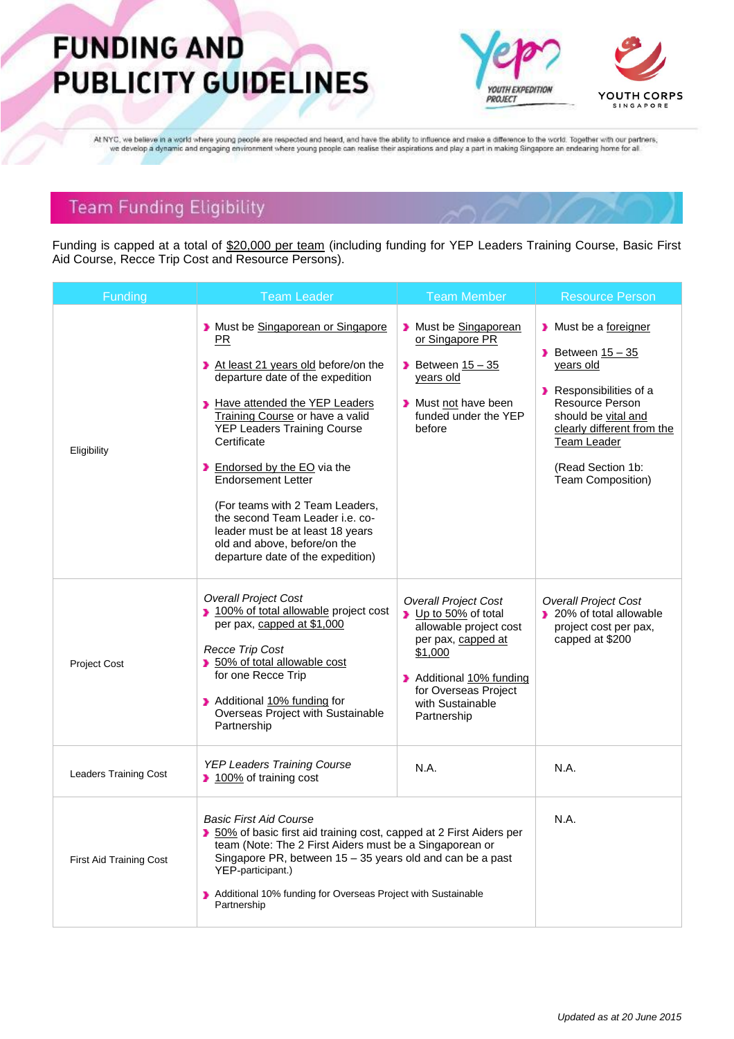# FUNDING AND PUBLICITY GUIDELINES

At NYC, we believe in a world where young people are respected and heard, and have the ability to influence and make a difference to the world. Together with our partners, we develop a dynamic and engaging environment where young people can realise their aspirations and play a part in making Singapore an endearing home for all.

## Team Funding Eligibility

Funding is capped at a total of $20,000 per team (including funding for YEP Leaders Training Course, Basic First Aid Course, Recce Trip Cost and Resource Persons).

| Funding | Team Leader | Team Member | Resource Person |
|---|---|---|---|
| Eligibility | • Must be Singaporean or Singapore PR<br><br>• At least 21 years old before/on the departure date of the expedition<br><br>• Have attended the YEP Leaders Training Course or have a valid YEP Leaders Training Course Certificate<br><br>• Endorsed by the EO via the Endorsement Letter<br><br>(For teams with 2 Team Leaders, the second Team Leader i.e. co-leader must be at least 18 years old and above, before/on the departure date of the expedition) | • Must be Singaporean or Singapore PR<br><br>• Between 15 – 35 years old<br><br>• Must not have been funded under the YEP before | • Must be a foreigner<br><br>• Between 15 – 35 years old<br><br>• Responsibilities of a Resource Person should be vital and clearly different from the Team Leader<br><br>(Read Section 1b: Team Composition) |
| Project Cost | *Overall Project Cost*<br>• 100% of total allowable project cost per pax, capped at $1,000<br><br>*Recce Trip Cost*<br>• 50% of total allowable cost for one Recce Trip<br><br>• Additional 10% funding for Overseas Project with Sustainable Partnership | *Overall Project Cost*<br>• Up to 50% of total allowable project cost per pax, capped at $1,000<br><br>• Additional 10% funding for Overseas Project with Sustainable Partnership | *Overall Project Cost*<br>• 20% of total allowable project cost per pax, capped at $200 |
| Leaders Training Cost | *YEP Leaders Training Course*<br>• 100% of training cost | N.A. | N.A. |
| First Aid Training Cost | *Basic First Aid Course*<br>• 50% of basic first aid training cost, capped at 2 First Aiders per team (Note: The 2 First Aiders must be a Singaporean or Singapore PR, between 15 – 35 years old and can be a past YEP-participant.)<br><br>• Additional 10% funding for Overseas Project with Sustainable Partnership | | N.A. |

*Updated as at 20 June 2015*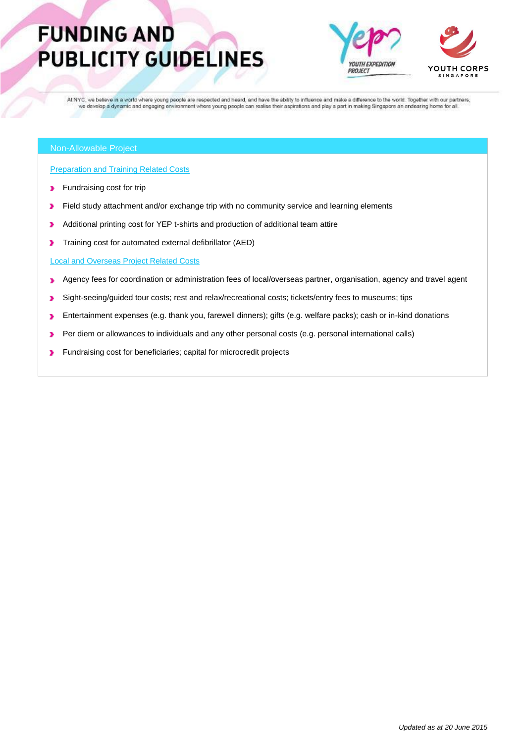# FUNDING AND PUBLICITY GUIDELINES

At NYC, we believe in a world where young people are respected and heard, and have the ability to influence and make a difference to the world. Together with our partners, we develop a dynamic and engaging environment where young people can realise their aspirations and play a part in making Singapore an endearing home for all.

## Non-Allowable Project

### Preparation and Training Related Costs

- Fundraising cost for trip
- Field study attachment and/or exchange trip with no community service and learning elements
- Additional printing cost for YEP t-shirts and production of additional team attire
- Training cost for automated external defibrillator (AED)

### Local and Overseas Project Related Costs

- Agency fees for coordination or administration fees of local/overseas partner, organisation, agency and travel agent
- Sight-seeing/guided tour costs; rest and relax/recreational costs; tickets/entry fees to museums; tips
- Entertainment expenses (e.g. thank you, farewell dinners); gifts (e.g. welfare packs); cash or in-kind donations
- Per diem or allowances to individuals and any other personal costs (e.g. personal international calls)
- Fundraising cost for beneficiaries; capital for microcredit projects

*Updated as at 20 June 2015*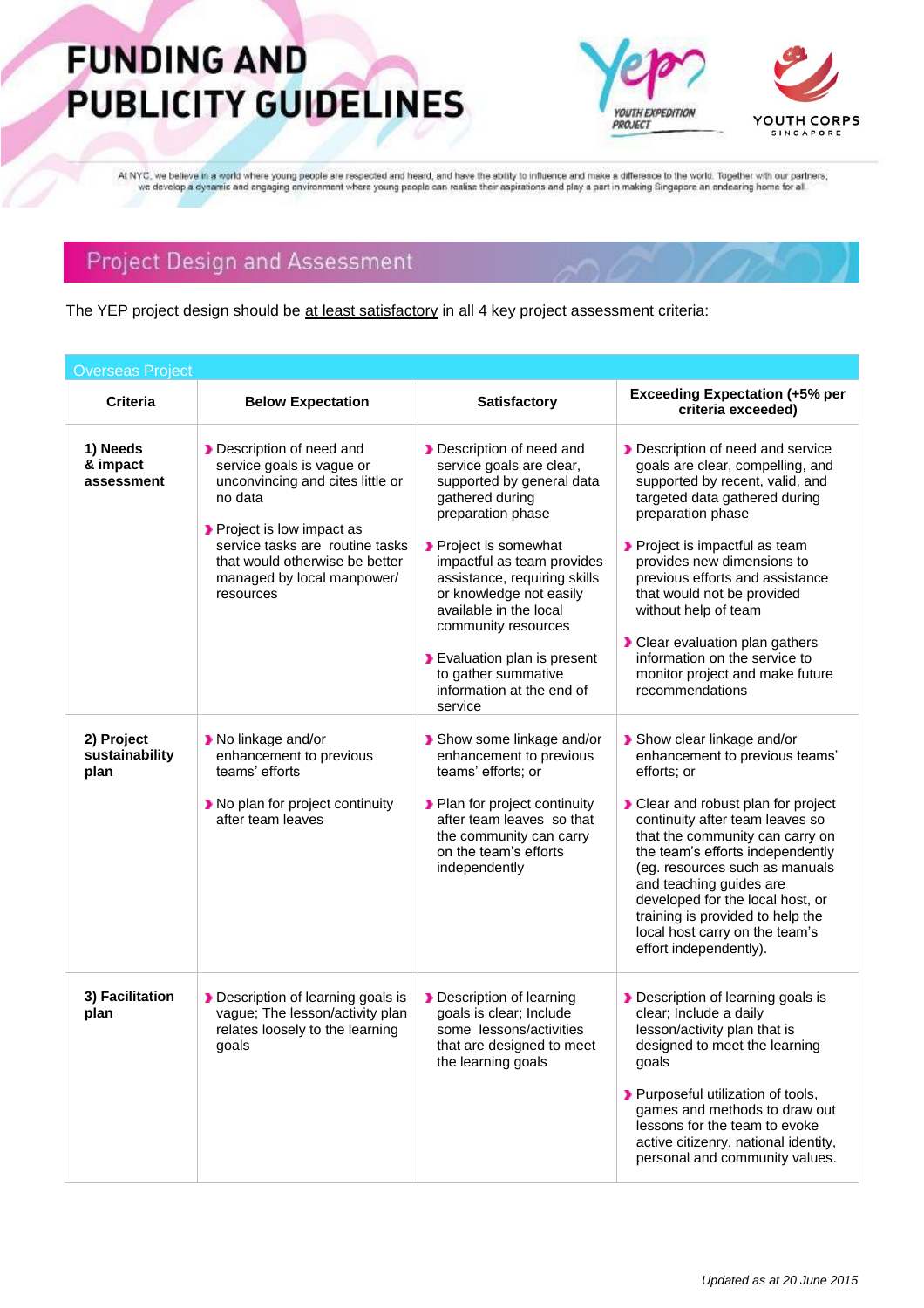# FUNDING AND PUBLICITY GUIDELINES

At NYC, we believe in a world where young people are respected and heard, and have the ability to influence and make a difference to the world. Together with our partners, we develop a dynamic and engaging environment where young people can realise their aspirations and play a part in making Singapore an endearing home for all.

## Project Design and Assessment

The YEP project design should be at least satisfactory in all 4 key project assessment criteria:

**Overseas Project**

| Criteria | Below Expectation | Satisfactory | Exceeding Expectation (+5% per criteria exceeded) |
|---|---|---|---|
| **1) Needs & impact assessment** | Description of need and service goals is vague or unconvincing and cites little or no data<br><br>Project is low impact as service tasks are routine tasks that would otherwise be better managed by local manpower/ resources | Description of need and service goals are clear, supported by general data gathered during preparation phase<br><br>Project is somewhat impactful as team provides assistance, requiring skills or knowledge not easily available in the local community resources<br><br>Evaluation plan is present to gather summative information at the end of service | Description of need and service goals are clear, compelling, and supported by recent, valid, and targeted data gathered during preparation phase<br><br>Project is impactful as team provides new dimensions to previous efforts and assistance that would not be provided without help of team<br><br>Clear evaluation plan gathers information on the service to monitor project and make future recommendations |
| **2) Project sustainability plan** | No linkage and/or enhancement to previous teams' efforts<br><br>No plan for project continuity after team leaves | Show some linkage and/or enhancement to previous teams' efforts; or<br><br>Plan for project continuity after team leaves so that the community can carry on the team's efforts independently | Show clear linkage and/or enhancement to previous teams' efforts; or<br><br>Clear and robust plan for project continuity after team leaves so that the community can carry on the team's efforts independently (eg. resources such as manuals and teaching guides are developed for the local host, or training is provided to help the local host carry on the team's effort independently). |
| **3) Facilitation plan** | Description of learning goals is vague; The lesson/activity plan relates loosely to the learning goals | Description of learning goals is clear; Include some lessons/activities that are designed to meet the learning goals | Description of learning goals is clear; Include a daily lesson/activity plan that is designed to meet the learning goals<br><br>Purposeful utilization of tools, games and methods to draw out lessons for the team to evoke active citizenry, national identity, personal and community values. |

*Updated as at 20 June 2015*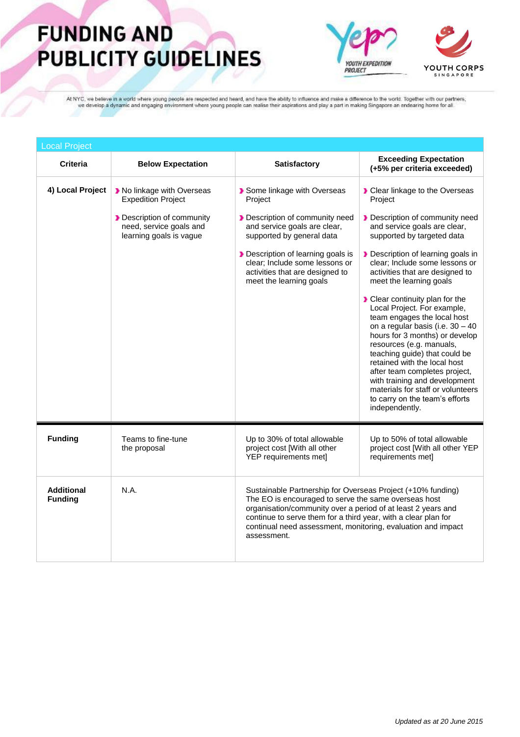# FUNDING AND PUBLICITY GUIDELINES

At NYC, we believe in a world where young people are respected and heard, and have the ability to influence and make a difference to the world. Together with our partners, we develop a dynamic and engaging environment where young people can realise their aspirations and play a part in making Singapore an endearing home for all.

| Local Project | | | |
|---|---|---|---|
| **Criteria** | **Below Expectation** | **Satisfactory** | **Exceeding Expectation (+5% per criteria exceeded)** |
| **4) Local Project** | • No linkage with Overseas Expedition Project<br>• Description of community need, service goals and learning goals is vague | • Some linkage with Overseas Project<br>• Description of community need and service goals are clear, supported by general data<br>• Description of learning goals is clear; Include some lessons or activities that are designed to meet the learning goals | • Clear linkage to the Overseas Project<br>• Description of community need and service goals are clear, supported by targeted data<br>• Description of learning goals in clear; Include some lessons or activities that are designed to meet the learning goals<br>• Clear continuity plan for the Local Project. For example, team engages the local host on a regular basis (i.e. 30 – 40 hours for 3 months) or develop resources (e.g. manuals, teaching guide) that could be retained with the local host after team completes project, with training and development materials for staff or volunteers to carry on the team's efforts independently. |
| **Funding** | Teams to fine-tune the proposal | Up to 30% of total allowable project cost [With all other YEP requirements met] | Up to 50% of total allowable project cost [With all other YEP requirements met] |
| **Additional Funding** | N.A. | Sustainable Partnership for Overseas Project (+10% funding)<br>The EO is encouraged to serve the same overseas host organisation/community over a period of at least 2 years and continue to serve them for a third year, with a clear plan for continual need assessment, monitoring, evaluation and impact assessment. | |

*Updated as at 20 June 2015*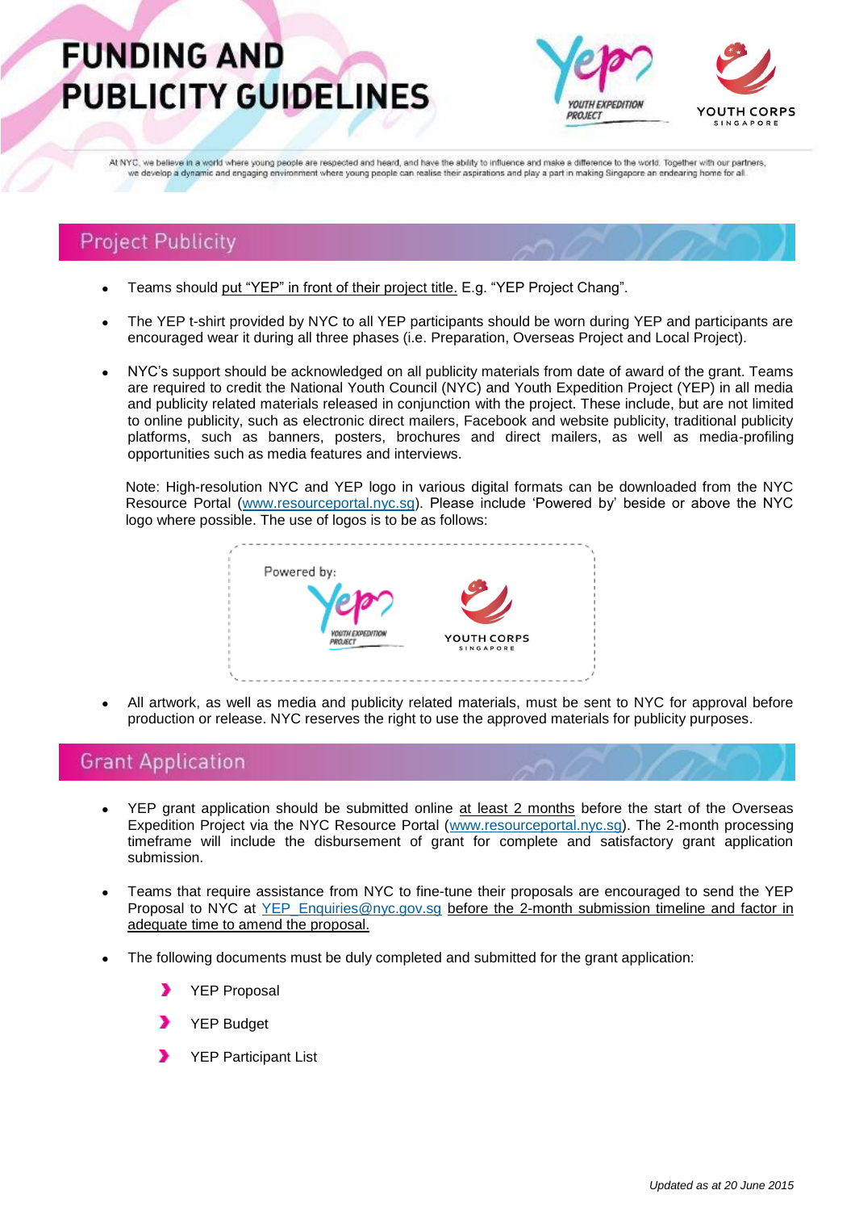# FUNDING AND PUBLICITY GUIDELINES

At NYC, we believe in a world where young people are respected and heard, and have the ability to influence and make a difference to the world. Together with our partners, we develop a dynamic and engaging environment where young people can realise their aspirations and play a part in making Singapore an endearing home for all.

## Project Publicity

- Teams should put "YEP" in front of their project title. E.g. "YEP Project Chang".
- The YEP t-shirt provided by NYC to all YEP participants should be worn during YEP and participants are encouraged wear it during all three phases (i.e. Preparation, Overseas Project and Local Project).
- NYC's support should be acknowledged on all publicity materials from date of award of the grant. Teams are required to credit the National Youth Council (NYC) and Youth Expedition Project (YEP) in all media and publicity related materials released in conjunction with the project. These include, but are not limited to online publicity, such as electronic direct mailers, Facebook and website publicity, traditional publicity platforms, such as banners, posters, brochures and direct mailers, as well as media-profiling opportunities such as media features and interviews.

  Note: High-resolution NYC and YEP logo in various digital formats can be downloaded from the NYC Resource Portal (www.resourceportal.nyc.sg). Please include 'Powered by' beside or above the NYC logo where possible. The use of logos is to be as follows:

  Powered by:

- All artwork, as well as media and publicity related materials, must be sent to NYC for approval before production or release. NYC reserves the right to use the approved materials for publicity purposes.

## Grant Application

- YEP grant application should be submitted online at least 2 months before the start of the Overseas Expedition Project via the NYC Resource Portal (www.resourceportal.nyc.sg). The 2-month processing timeframe will include the disbursement of grant for complete and satisfactory grant application submission.
- Teams that require assistance from NYC to fine-tune their proposals are encouraged to send the YEP Proposal to NYC at YEP_Enquiries@nyc.gov.sg before the 2-month submission timeline and factor in adequate time to amend the proposal.
- The following documents must be duly completed and submitted for the grant application:
  - YEP Proposal
  - YEP Budget
  - YEP Participant List

*Updated as at 20 June 2015*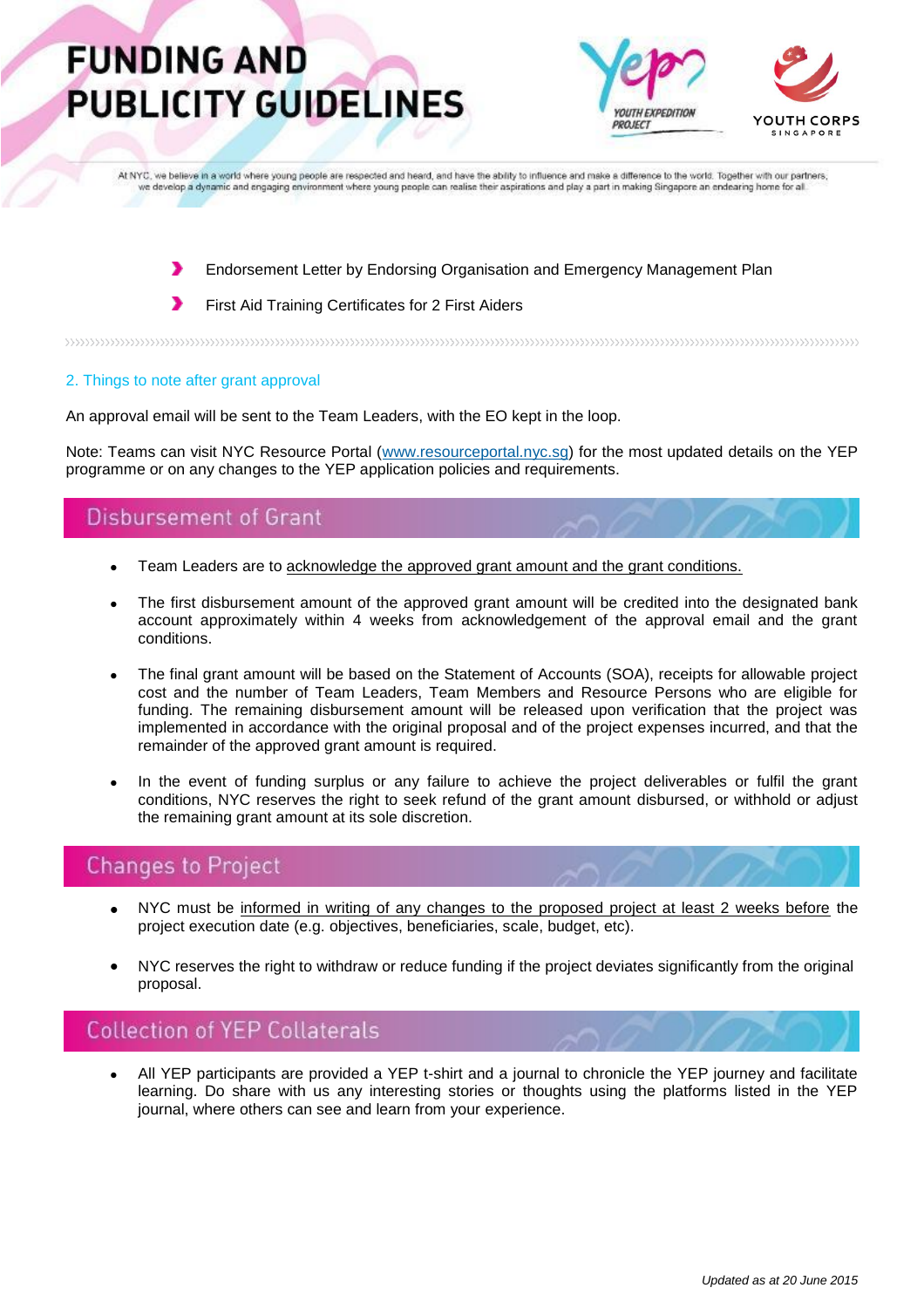- Endorsement Letter by Endorsing Organisation and Emergency Management Plan
- First Aid Training Certificates for 2 First Aiders

### 2. Things to note after grant approval

An approval email will be sent to the Team Leaders, with the EO kept in the loop.

Note: Teams can visit NYC Resource Portal (www.resourceportal.nyc.sg) for the most updated details on the YEP programme or on any changes to the YEP application policies and requirements.

## Disbursement of Grant

- Team Leaders are to acknowledge the approved grant amount and the grant conditions.
- The first disbursement amount of the approved grant amount will be credited into the designated bank account approximately within 4 weeks from acknowledgement of the approval email and the grant conditions.
- The final grant amount will be based on the Statement of Accounts (SOA), receipts for allowable project cost and the number of Team Leaders, Team Members and Resource Persons who are eligible for funding. The remaining disbursement amount will be released upon verification that the project was implemented in accordance with the original proposal and of the project expenses incurred, and that the remainder of the approved grant amount is required.
- In the event of funding surplus or any failure to achieve the project deliverables or fulfil the grant conditions, NYC reserves the right to seek refund of the grant amount disbursed, or withhold or adjust the remaining grant amount at its sole discretion.

## Changes to Project

- NYC must be informed in writing of any changes to the proposed project at least 2 weeks before the project execution date (e.g. objectives, beneficiaries, scale, budget, etc).
- NYC reserves the right to withdraw or reduce funding if the project deviates significantly from the original proposal.

## Collection of YEP Collaterals

- All YEP participants are provided a YEP t-shirt and a journal to chronicle the YEP journey and facilitate learning. Do share with us any interesting stories or thoughts using the platforms listed in the YEP journal, where others can see and learn from your experience.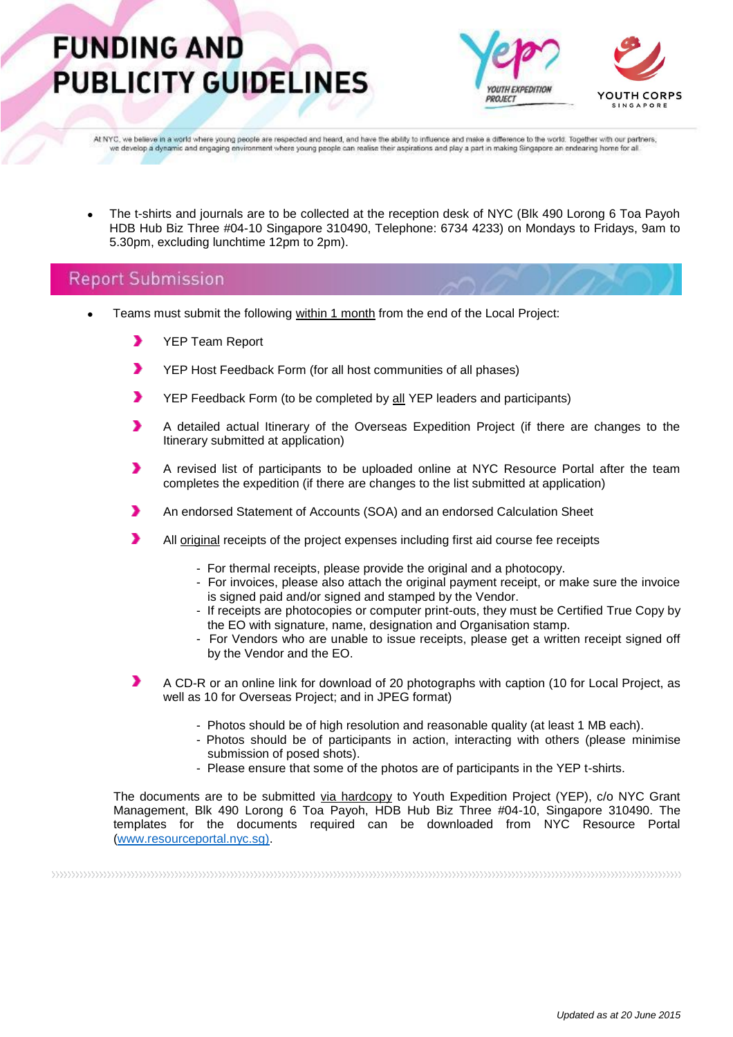- The t-shirts and journals are to be collected at the reception desk of NYC (Blk 490 Lorong 6 Toa Payoh HDB Hub Biz Three #04-10 Singapore 310490, Telephone: 6734 4233) on Mondays to Fridays, 9am to 5.30pm, excluding lunchtime 12pm to 2pm).

## Report Submission

- Teams must submit the following within 1 month from the end of the Local Project:
  - YEP Team Report
  - YEP Host Feedback Form (for all host communities of all phases)
  - YEP Feedback Form (to be completed by all YEP leaders and participants)
  - A detailed actual Itinerary of the Overseas Expedition Project (if there are changes to the Itinerary submitted at application)
  - A revised list of participants to be uploaded online at NYC Resource Portal after the team completes the expedition (if there are changes to the list submitted at application)
  - An endorsed Statement of Accounts (SOA) and an endorsed Calculation Sheet
  - All original receipts of the project expenses including first aid course fee receipts
    - For thermal receipts, please provide the original and a photocopy.
    - For invoices, please also attach the original payment receipt, or make sure the invoice is signed paid and/or signed and stamped by the Vendor.
    - If receipts are photocopies or computer print-outs, they must be Certified True Copy by the EO with signature, name, designation and Organisation stamp.
    - For Vendors who are unable to issue receipts, please get a written receipt signed off by the Vendor and the EO.
  - A CD-R or an online link for download of 20 photographs with caption (10 for Local Project, as well as 10 for Overseas Project; and in JPEG format)
    - Photos should be of high resolution and reasonable quality (at least 1 MB each).
    - Photos should be of participants in action, interacting with others (please minimise submission of posed shots).
    - Please ensure that some of the photos are of participants in the YEP t-shirts.

The documents are to be submitted via hardcopy to Youth Expedition Project (YEP), c/o NYC Grant Management, Blk 490 Lorong 6 Toa Payoh, HDB Hub Biz Three #04-10, Singapore 310490. The templates for the documents required can be downloaded from NYC Resource Portal (www.resourceportal.nyc.sg).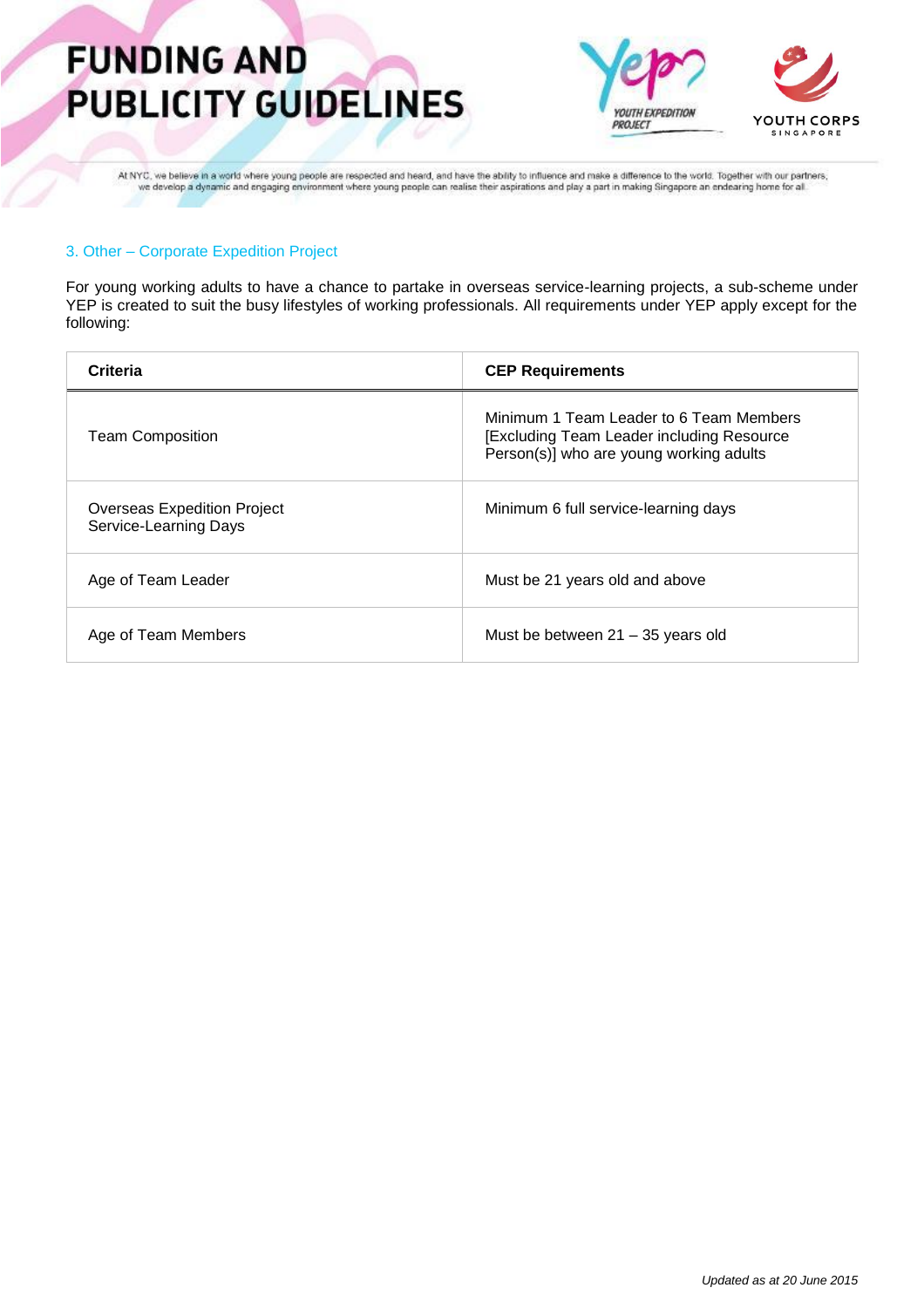### 3. Other – Corporate Expedition Project

For young working adults to have a chance to partake in overseas service-learning projects, a sub-scheme under YEP is created to suit the busy lifestyles of working professionals. All requirements under YEP apply except for the following:

| Criteria | CEP Requirements |
|---|---|
| Team Composition | Minimum 1 Team Leader to 6 Team Members [Excluding Team Leader including Resource Person(s)] who are young working adults |
| Overseas Expedition Project Service-Learning Days | Minimum 6 full service-learning days |
| Age of Team Leader | Must be 21 years old and above |
| Age of Team Members | Must be between 21 – 35 years old |